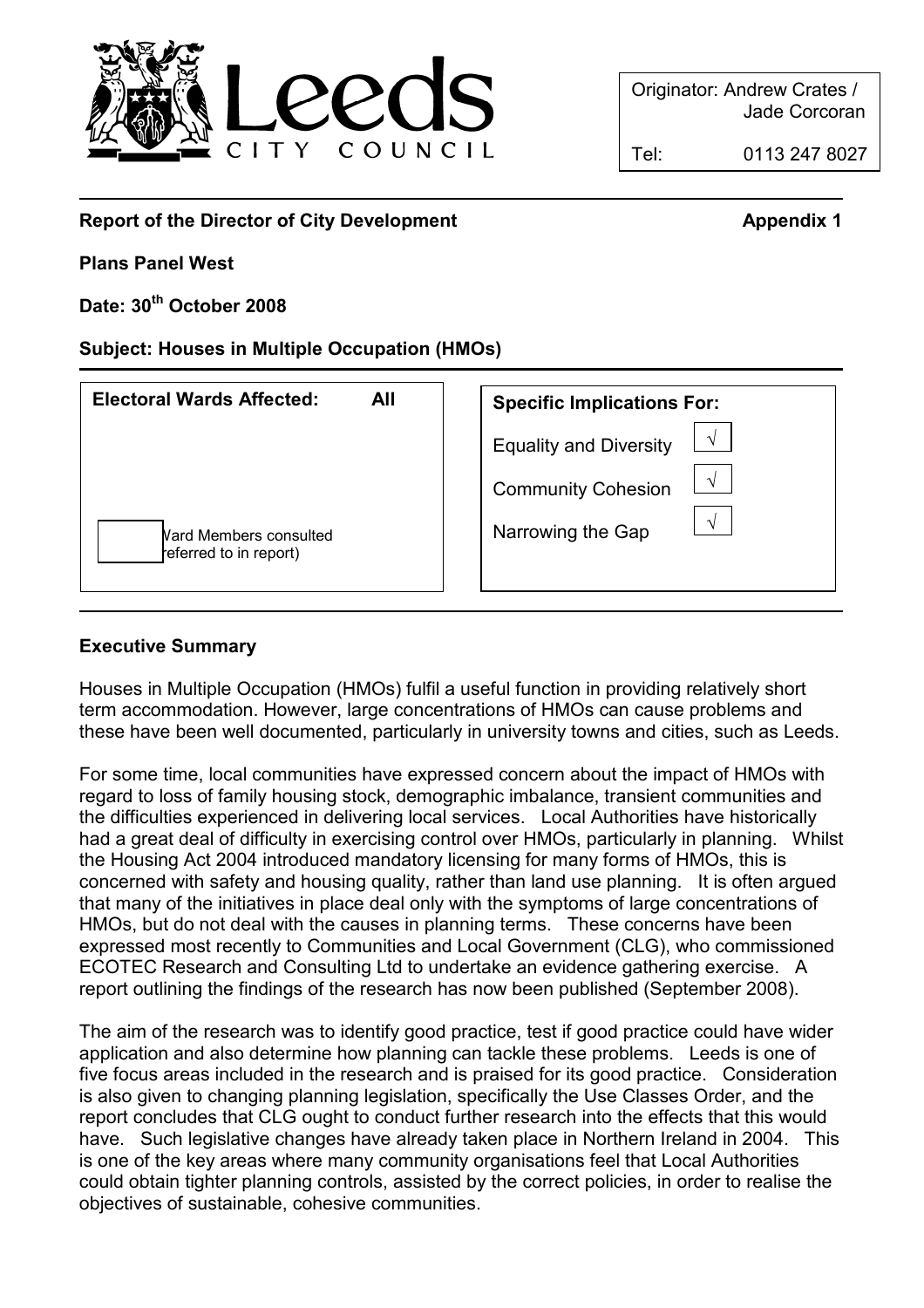Originator: Andrew Crates / Jade Corcoran

Tel: 0113 247 8027

**Report of the Director of City Development** **Appendix 1**

**Plans Panel West**

**Date: 30th October 2008**

**Subject: Houses in Multiple Occupation (HMOs)**

| Electoral Wards Affected: | All |
|---|---|
| Ward Members consulted (referred to in report) | |

| Specific Implications For: | |
|---|---|
| Equality and Diversity | √ |
| Community Cohesion | √ |
| Narrowing the Gap | √ |

**Executive Summary**

Houses in Multiple Occupation (HMOs) fulfil a useful function in providing relatively short term accommodation. However, large concentrations of HMOs can cause problems and these have been well documented, particularly in university towns and cities, such as Leeds.

For some time, local communities have expressed concern about the impact of HMOs with regard to loss of family housing stock, demographic imbalance, transient communities and the difficulties experienced in delivering local services. Local Authorities have historically had a great deal of difficulty in exercising control over HMOs, particularly in planning. Whilst the Housing Act 2004 introduced mandatory licensing for many forms of HMOs, this is concerned with safety and housing quality, rather than land use planning. It is often argued that many of the initiatives in place deal only with the symptoms of large concentrations of HMOs, but do not deal with the causes in planning terms. These concerns have been expressed most recently to Communities and Local Government (CLG), who commissioned ECOTEC Research and Consulting Ltd to undertake an evidence gathering exercise. A report outlining the findings of the research has now been published (September 2008).

The aim of the research was to identify good practice, test if good practice could have wider application and also determine how planning can tackle these problems. Leeds is one of five focus areas included in the research and is praised for its good practice. Consideration is also given to changing planning legislation, specifically the Use Classes Order, and the report concludes that CLG ought to conduct further research into the effects that this would have. Such legislative changes have already taken place in Northern Ireland in 2004. This is one of the key areas where many community organisations feel that Local Authorities could obtain tighter planning controls, assisted by the correct policies, in order to realise the objectives of sustainable, cohesive communities.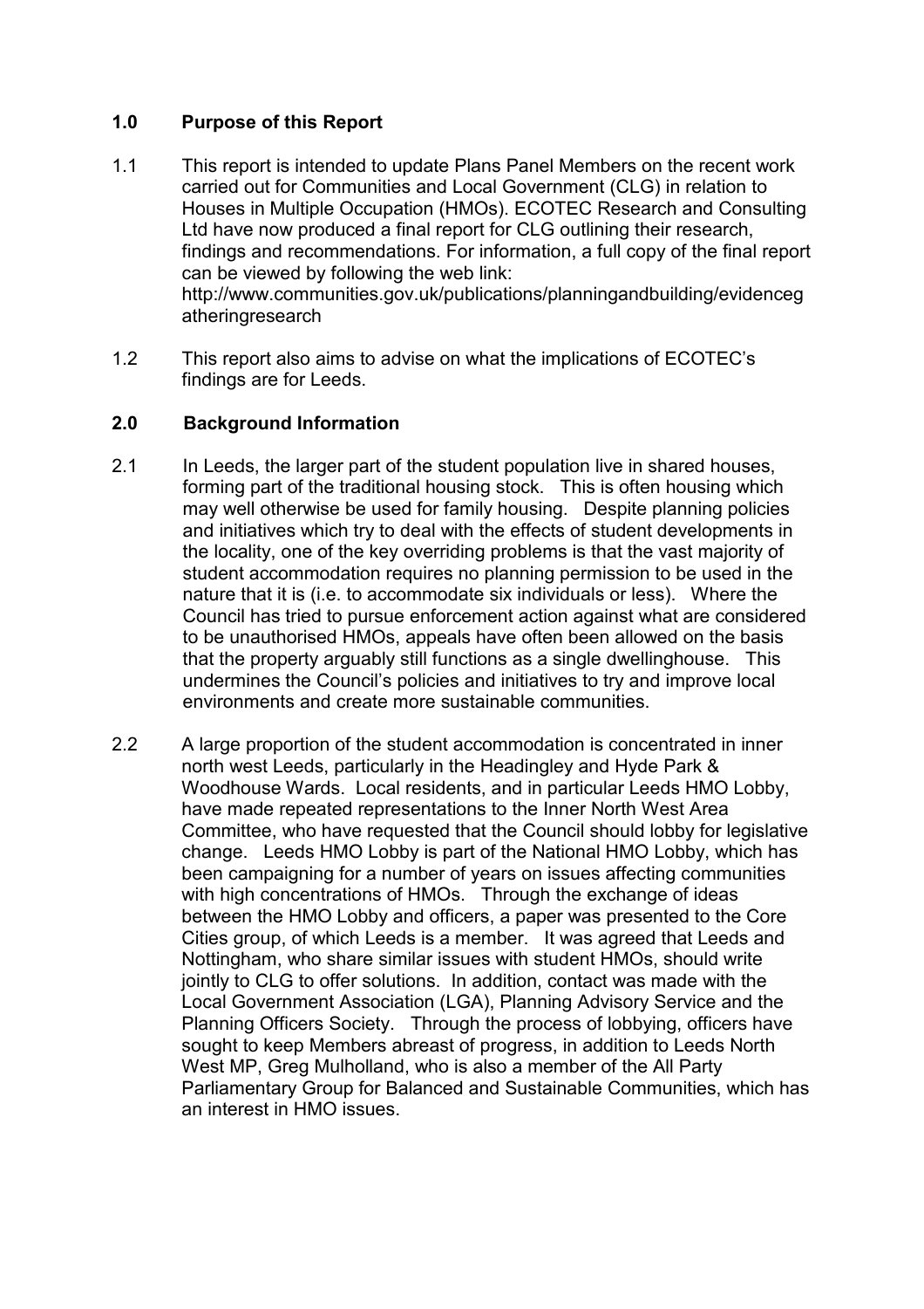## 1.0 Purpose of this Report

1.1 This report is intended to update Plans Panel Members on the recent work carried out for Communities and Local Government (CLG) in relation to Houses in Multiple Occupation (HMOs). ECOTEC Research and Consulting Ltd have now produced a final report for CLG outlining their research, findings and recommendations. For information, a full copy of the final report can be viewed by following the web link: http://www.communities.gov.uk/publications/planningandbuilding/evidencegatheringresearch

1.2 This report also aims to advise on what the implications of ECOTEC's findings are for Leeds.

## 2.0 Background Information

2.1 In Leeds, the larger part of the student population live in shared houses, forming part of the traditional housing stock. This is often housing which may well otherwise be used for family housing. Despite planning policies and initiatives which try to deal with the effects of student developments in the locality, one of the key overriding problems is that the vast majority of student accommodation requires no planning permission to be used in the nature that it is (i.e. to accommodate six individuals or less). Where the Council has tried to pursue enforcement action against what are considered to be unauthorised HMOs, appeals have often been allowed on the basis that the property arguably still functions as a single dwellinghouse. This undermines the Council's policies and initiatives to try and improve local environments and create more sustainable communities.

2.2 A large proportion of the student accommodation is concentrated in inner north west Leeds, particularly in the Headingley and Hyde Park & Woodhouse Wards. Local residents, and in particular Leeds HMO Lobby, have made repeated representations to the Inner North West Area Committee, who have requested that the Council should lobby for legislative change. Leeds HMO Lobby is part of the National HMO Lobby, which has been campaigning for a number of years on issues affecting communities with high concentrations of HMOs. Through the exchange of ideas between the HMO Lobby and officers, a paper was presented to the Core Cities group, of which Leeds is a member. It was agreed that Leeds and Nottingham, who share similar issues with student HMOs, should write jointly to CLG to offer solutions. In addition, contact was made with the Local Government Association (LGA), Planning Advisory Service and the Planning Officers Society. Through the process of lobbying, officers have sought to keep Members abreast of progress, in addition to Leeds North West MP, Greg Mulholland, who is also a member of the All Party Parliamentary Group for Balanced and Sustainable Communities, which has an interest in HMO issues.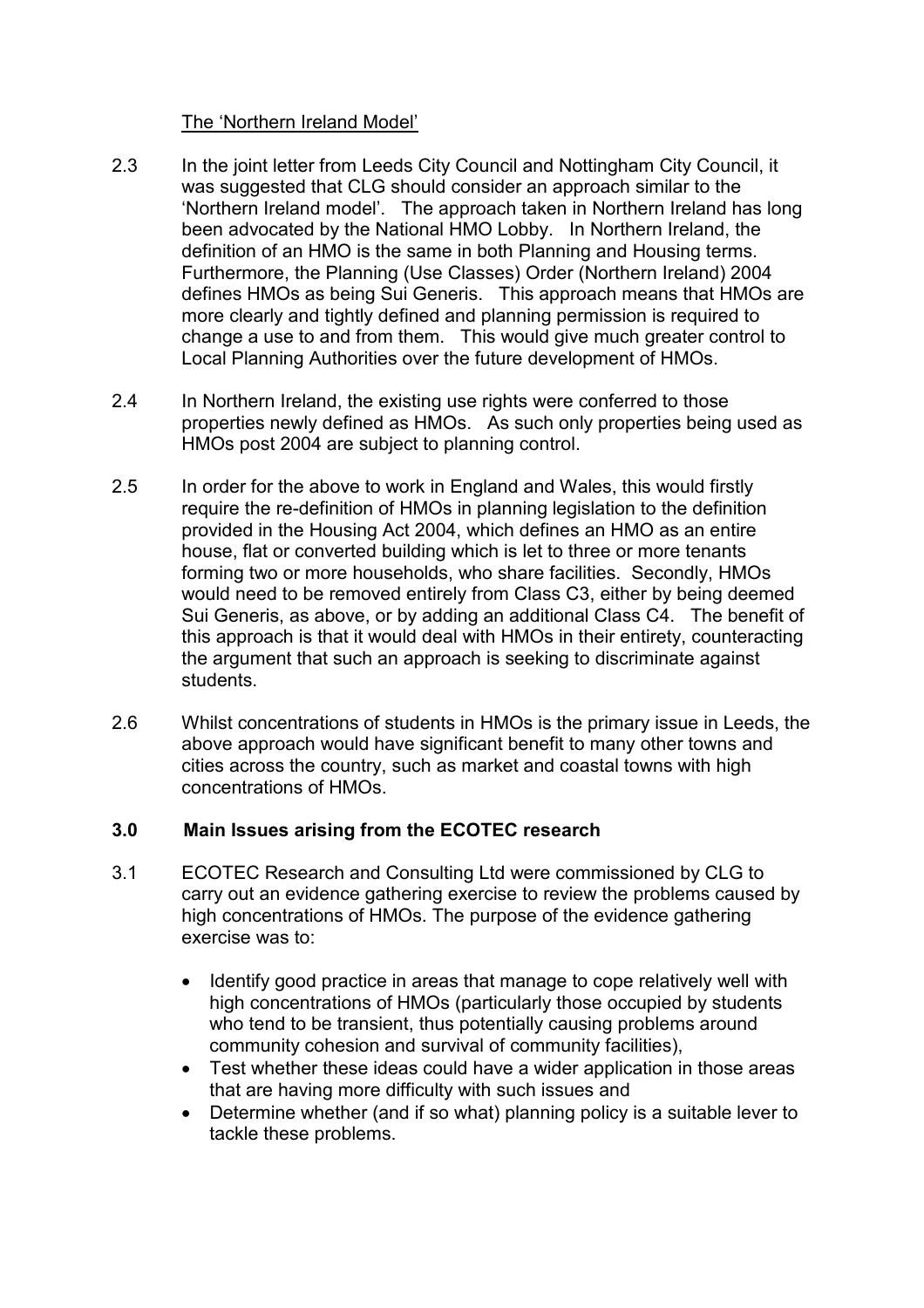The 'Northern Ireland Model'

2.3 In the joint letter from Leeds City Council and Nottingham City Council, it was suggested that CLG should consider an approach similar to the 'Northern Ireland model'. The approach taken in Northern Ireland has long been advocated by the National HMO Lobby. In Northern Ireland, the definition of an HMO is the same in both Planning and Housing terms. Furthermore, the Planning (Use Classes) Order (Northern Ireland) 2004 defines HMOs as being Sui Generis. This approach means that HMOs are more clearly and tightly defined and planning permission is required to change a use to and from them. This would give much greater control to Local Planning Authorities over the future development of HMOs.

2.4 In Northern Ireland, the existing use rights were conferred to those properties newly defined as HMOs. As such only properties being used as HMOs post 2004 are subject to planning control.

2.5 In order for the above to work in England and Wales, this would firstly require the re-definition of HMOs in planning legislation to the definition provided in the Housing Act 2004, which defines an HMO as an entire house, flat or converted building which is let to three or more tenants forming two or more households, who share facilities. Secondly, HMOs would need to be removed entirely from Class C3, either by being deemed Sui Generis, as above, or by adding an additional Class C4. The benefit of this approach is that it would deal with HMOs in their entirety, counteracting the argument that such an approach is seeking to discriminate against students.

2.6 Whilst concentrations of students in HMOs is the primary issue in Leeds, the above approach would have significant benefit to many other towns and cities across the country, such as market and coastal towns with high concentrations of HMOs.

## 3.0 Main Issues arising from the ECOTEC research

3.1 ECOTEC Research and Consulting Ltd were commissioned by CLG to carry out an evidence gathering exercise to review the problems caused by high concentrations of HMOs. The purpose of the evidence gathering exercise was to:

- Identify good practice in areas that manage to cope relatively well with high concentrations of HMOs (particularly those occupied by students who tend to be transient, thus potentially causing problems around community cohesion and survival of community facilities),
- Test whether these ideas could have a wider application in those areas that are having more difficulty with such issues and
- Determine whether (and if so what) planning policy is a suitable lever to tackle these problems.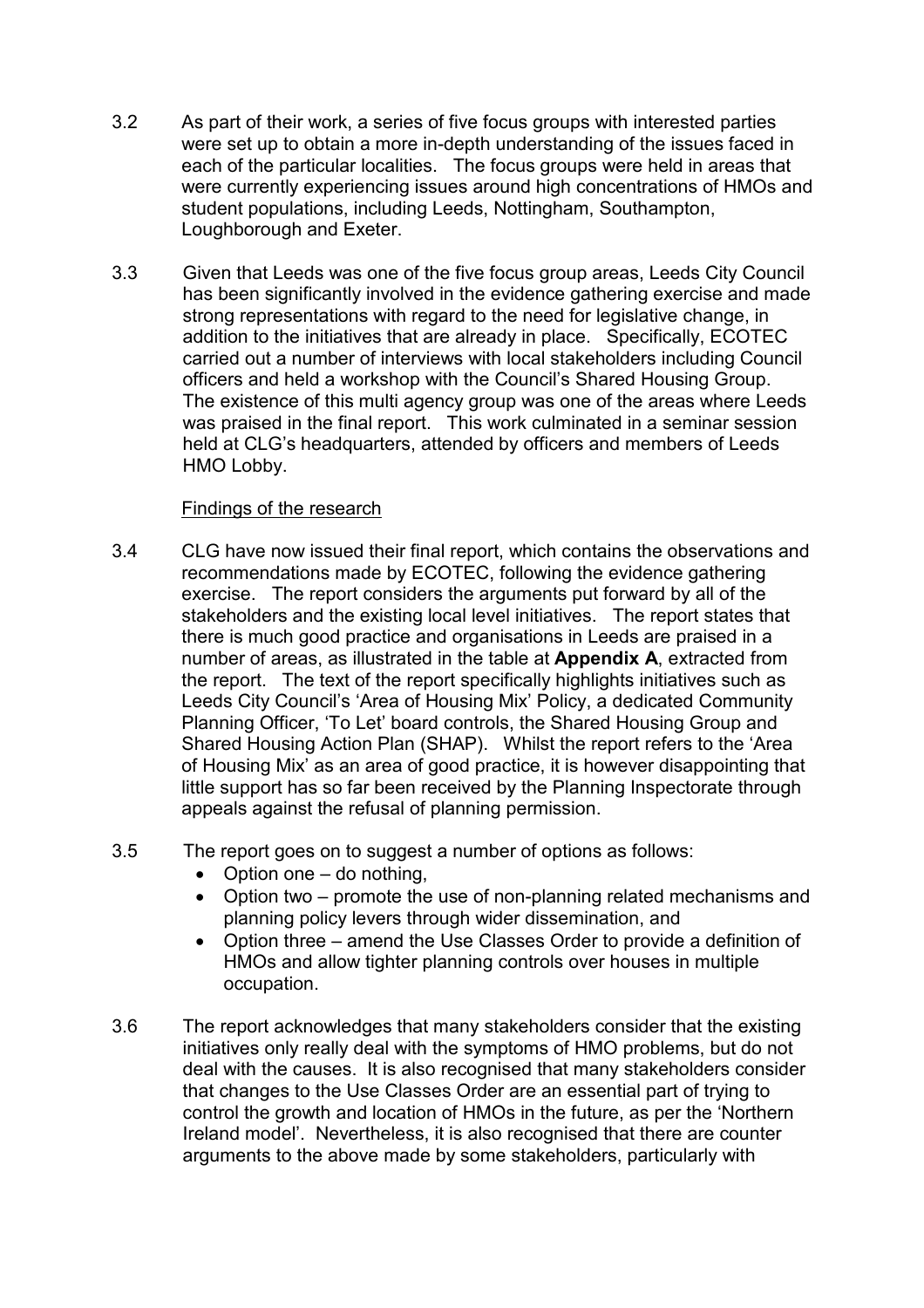3.2 As part of their work, a series of five focus groups with interested parties were set up to obtain a more in-depth understanding of the issues faced in each of the particular localities. The focus groups were held in areas that were currently experiencing issues around high concentrations of HMOs and student populations, including Leeds, Nottingham, Southampton, Loughborough and Exeter.

3.3 Given that Leeds was one of the five focus group areas, Leeds City Council has been significantly involved in the evidence gathering exercise and made strong representations with regard to the need for legislative change, in addition to the initiatives that are already in place. Specifically, ECOTEC carried out a number of interviews with local stakeholders including Council officers and held a workshop with the Council's Shared Housing Group. The existence of this multi agency group was one of the areas where Leeds was praised in the final report. This work culminated in a seminar session held at CLG's headquarters, attended by officers and members of Leeds HMO Lobby.

Findings of the research

3.4 CLG have now issued their final report, which contains the observations and recommendations made by ECOTEC, following the evidence gathering exercise. The report considers the arguments put forward by all of the stakeholders and the existing local level initiatives. The report states that there is much good practice and organisations in Leeds are praised in a number of areas, as illustrated in the table at **Appendix A**, extracted from the report. The text of the report specifically highlights initiatives such as Leeds City Council's 'Area of Housing Mix' Policy, a dedicated Community Planning Officer, 'To Let' board controls, the Shared Housing Group and Shared Housing Action Plan (SHAP). Whilst the report refers to the 'Area of Housing Mix' as an area of good practice, it is however disappointing that little support has so far been received by the Planning Inspectorate through appeals against the refusal of planning permission.

3.5 The report goes on to suggest a number of options as follows:

- Option one – do nothing,
- Option two – promote the use of non-planning related mechanisms and planning policy levers through wider dissemination, and
- Option three – amend the Use Classes Order to provide a definition of HMOs and allow tighter planning controls over houses in multiple occupation.

3.6 The report acknowledges that many stakeholders consider that the existing initiatives only really deal with the symptoms of HMO problems, but do not deal with the causes. It is also recognised that many stakeholders consider that changes to the Use Classes Order are an essential part of trying to control the growth and location of HMOs in the future, as per the 'Northern Ireland model'. Nevertheless, it is also recognised that there are counter arguments to the above made by some stakeholders, particularly with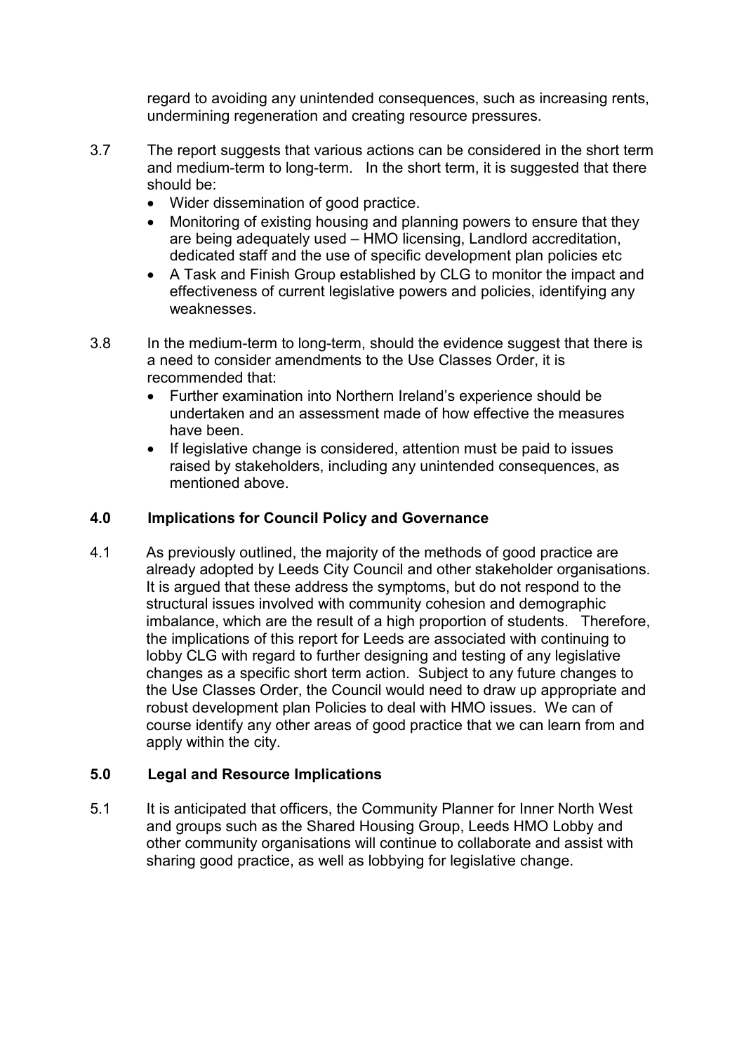regard to avoiding any unintended consequences, such as increasing rents, undermining regeneration and creating resource pressures.

3.7 The report suggests that various actions can be considered in the short term and medium-term to long-term. In the short term, it is suggested that there should be:

- Wider dissemination of good practice.
- Monitoring of existing housing and planning powers to ensure that they are being adequately used – HMO licensing, Landlord accreditation, dedicated staff and the use of specific development plan policies etc
- A Task and Finish Group established by CLG to monitor the impact and effectiveness of current legislative powers and policies, identifying any weaknesses.

3.8 In the medium-term to long-term, should the evidence suggest that there is a need to consider amendments to the Use Classes Order, it is recommended that:

- Further examination into Northern Ireland's experience should be undertaken and an assessment made of how effective the measures have been.
- If legislative change is considered, attention must be paid to issues raised by stakeholders, including any unintended consequences, as mentioned above.

## 4.0 Implications for Council Policy and Governance

4.1 As previously outlined, the majority of the methods of good practice are already adopted by Leeds City Council and other stakeholder organisations. It is argued that these address the symptoms, but do not respond to the structural issues involved with community cohesion and demographic imbalance, which are the result of a high proportion of students. Therefore, the implications of this report for Leeds are associated with continuing to lobby CLG with regard to further designing and testing of any legislative changes as a specific short term action. Subject to any future changes to the Use Classes Order, the Council would need to draw up appropriate and robust development plan Policies to deal with HMO issues. We can of course identify any other areas of good practice that we can learn from and apply within the city.

## 5.0 Legal and Resource Implications

5.1 It is anticipated that officers, the Community Planner for Inner North West and groups such as the Shared Housing Group, Leeds HMO Lobby and other community organisations will continue to collaborate and assist with sharing good practice, as well as lobbying for legislative change.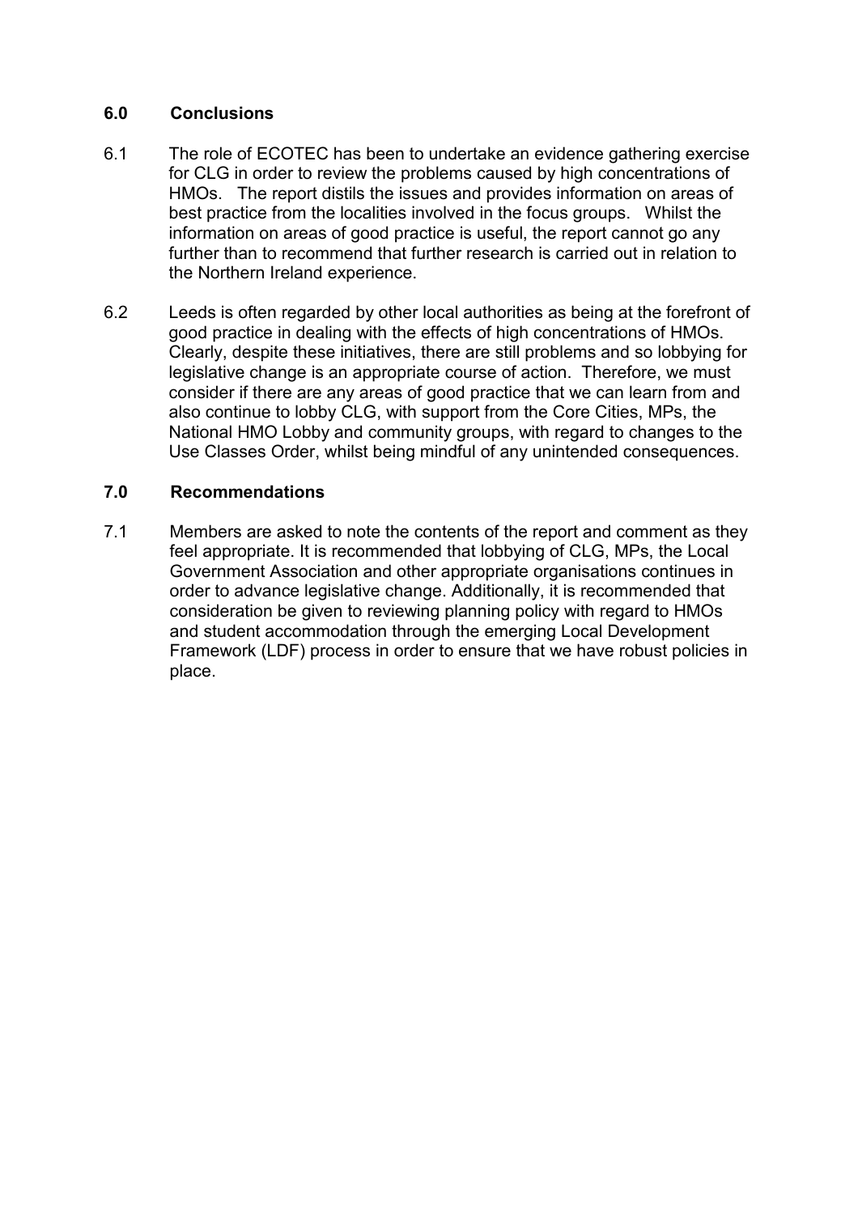## 6.0 Conclusions

6.1 The role of ECOTEC has been to undertake an evidence gathering exercise for CLG in order to review the problems caused by high concentrations of HMOs. The report distils the issues and provides information on areas of best practice from the localities involved in the focus groups. Whilst the information on areas of good practice is useful, the report cannot go any further than to recommend that further research is carried out in relation to the Northern Ireland experience.

6.2 Leeds is often regarded by other local authorities as being at the forefront of good practice in dealing with the effects of high concentrations of HMOs. Clearly, despite these initiatives, there are still problems and so lobbying for legislative change is an appropriate course of action. Therefore, we must consider if there are any areas of good practice that we can learn from and also continue to lobby CLG, with support from the Core Cities, MPs, the National HMO Lobby and community groups, with regard to changes to the Use Classes Order, whilst being mindful of any unintended consequences.

## 7.0 Recommendations

7.1 Members are asked to note the contents of the report and comment as they feel appropriate. It is recommended that lobbying of CLG, MPs, the Local Government Association and other appropriate organisations continues in order to advance legislative change. Additionally, it is recommended that consideration be given to reviewing planning policy with regard to HMOs and student accommodation through the emerging Local Development Framework (LDF) process in order to ensure that we have robust policies in place.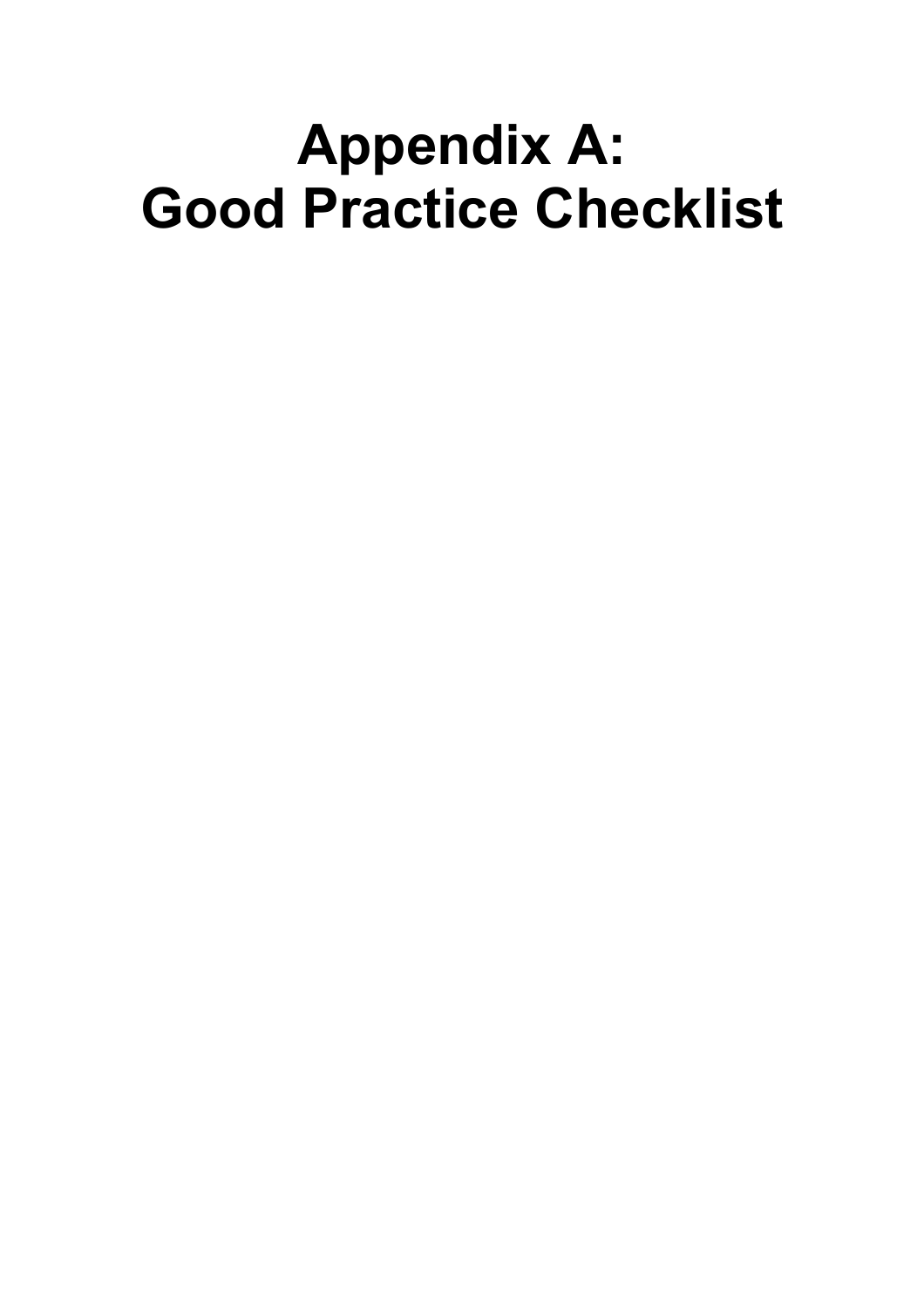# Appendix A:
# Good Practice Checklist